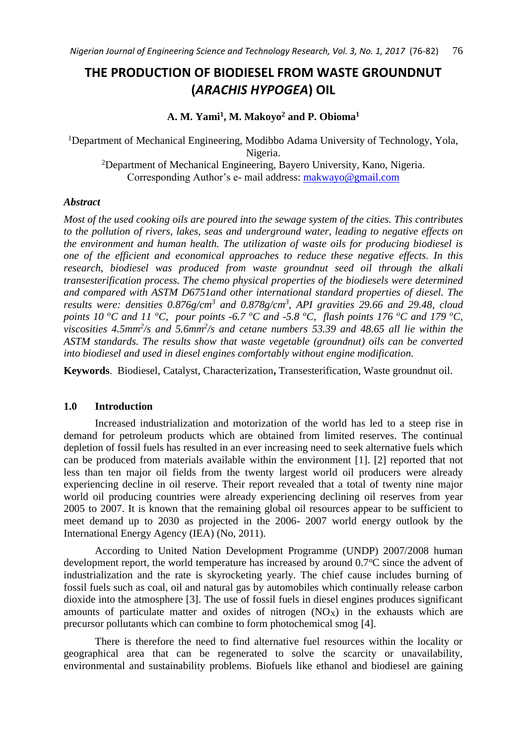# THE PRODUCTION OF BIODIESEL FROM WASTE GROUNDNUT (*ARACHIS HYPOGEA*) OIL

**A. M. Yami[1], M. Makoyo[2] and P. Obioma[1]**

[1]Department of Mechanical Engineering, Modibbo Adama University of Technology, Yola, Nigeria.

[2]Department of Mechanical Engineering, Bayero University, Kano, Nigeria.

Corresponding Author's e- mail address: makwayo@gmail.com

### *Abstract*

*Most of the used cooking oils are poured into the sewage system of the cities. This contributes to the pollution of rivers, lakes, seas and underground water, leading to negative effects on the environment and human health. The utilization of waste oils for producing biodiesel is one of the efficient and economical approaches to reduce these negative effects. In this research, biodiesel was produced from waste groundnut seed oil through the alkali transesterification process. The chemo physical properties of the biodiesels were determined and compared with ASTM D6751and other international standard properties of diesel. The results were: densities 0.876g/cm$^3$ and 0.878g/cm$^3$, API gravities 29.66 and 29.48, cloud points 10 $^o$C and 11 $^o$C, pour points -6.7 $^o$C and -5.8 $^o$C, flash points 176 $^o$C and 179 $^o$C, viscosities 4.5mm$^2$/s and 5.6mm$^2$/s and cetane numbers 53.39 and 48.65 all lie within the ASTM standards. The results show that waste vegetable (groundnut) oils can be converted into biodiesel and used in diesel engines comfortably without engine modification.*

**Keywords**. Biodiesel, Catalyst, Characterization**,** Transesterification, Waste groundnut oil.

## 1.0 Introduction

Increased industrialization and motorization of the world has led to a steep rise in demand for petroleum products which are obtained from limited reserves. The continual depletion of fossil fuels has resulted in an ever increasing need to seek alternative fuels which can be produced from materials available within the environment [1]. [2] reported that not less than ten major oil fields from the twenty largest world oil producers were already experiencing decline in oil reserve. Their report revealed that a total of twenty nine major world oil producing countries were already experiencing declining oil reserves from year 2005 to 2007. It is known that the remaining global oil resources appear to be sufficient to meet demand up to 2030 as projected in the 2006- 2007 world energy outlook by the International Energy Agency (IEA) (No, 2011).

According to United Nation Development Programme (UNDP) 2007/2008 human development report, the world temperature has increased by around 0.7$^o$C since the advent of industrialization and the rate is skyrocketing yearly. The chief cause includes burning of fossil fuels such as coal, oil and natural gas by automobiles which continually release carbon dioxide into the atmosphere [3]. The use of fossil fuels in diesel engines produces significant amounts of particulate matter and oxides of nitrogen ($NO_X$) in the exhausts which are precursor pollutants which can combine to form photochemical smog [4].

There is therefore the need to find alternative fuel resources within the locality or geographical area that can be regenerated to solve the scarcity or unavailability, environmental and sustainability problems. Biofuels like ethanol and biodiesel are gaining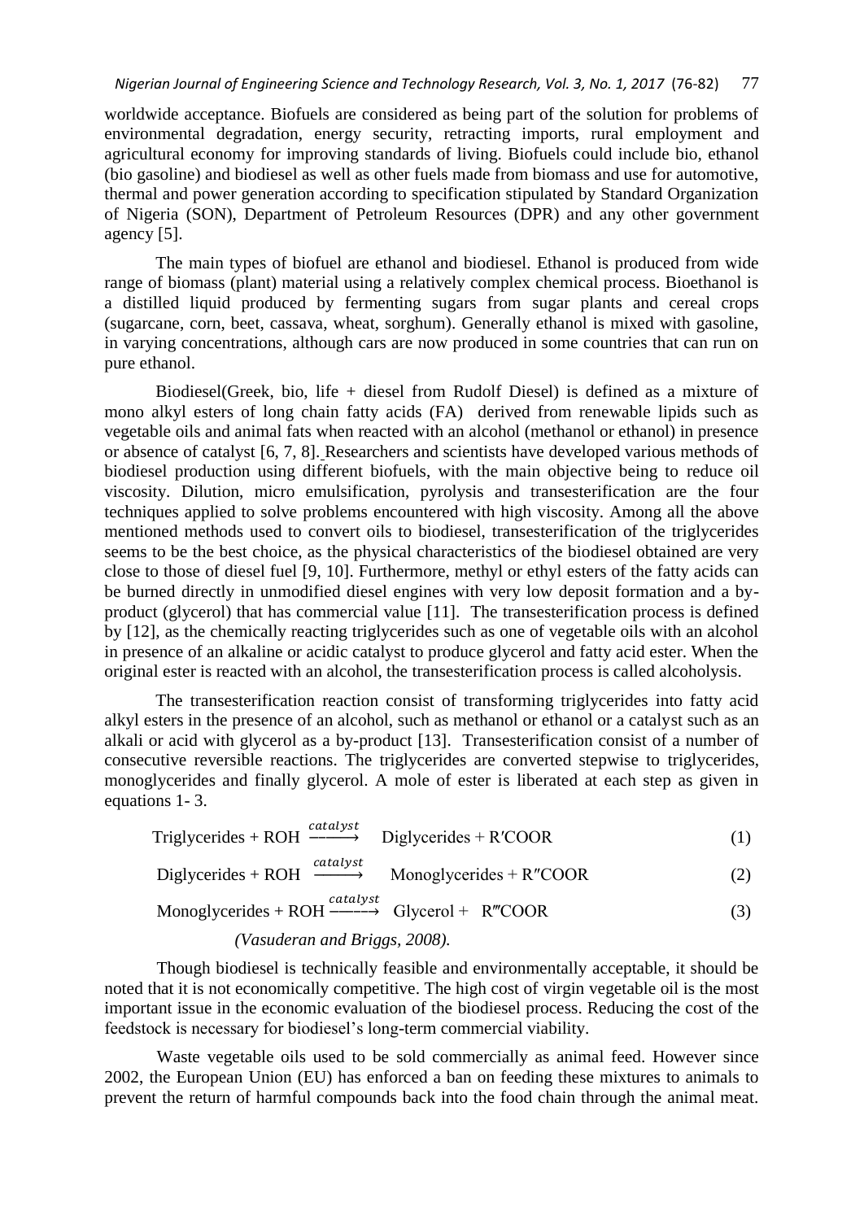worldwide acceptance. Biofuels are considered as being part of the solution for problems of environmental degradation, energy security, retracting imports, rural employment and agricultural economy for improving standards of living. Biofuels could include bio, ethanol (bio gasoline) and biodiesel as well as other fuels made from biomass and use for automotive, thermal and power generation according to specification stipulated by Standard Organization of Nigeria (SON), Department of Petroleum Resources (DPR) and any other government agency [5].

The main types of biofuel are ethanol and biodiesel. Ethanol is produced from wide range of biomass (plant) material using a relatively complex chemical process. Bioethanol is a distilled liquid produced by fermenting sugars from sugar plants and cereal crops (sugarcane, corn, beet, cassava, wheat, sorghum). Generally ethanol is mixed with gasoline, in varying concentrations, although cars are now produced in some countries that can run on pure ethanol.

Biodiesel(Greek, bio, life + diesel from Rudolf Diesel) is defined as a mixture of mono alkyl esters of long chain fatty acids (FA) derived from renewable lipids such as vegetable oils and animal fats when reacted with an alcohol (methanol or ethanol) in presence or absence of catalyst [6, 7, 8]. Researchers and scientists have developed various methods of biodiesel production using different biofuels, with the main objective being to reduce oil viscosity. Dilution, micro emulsification, pyrolysis and transesterification are the four techniques applied to solve problems encountered with high viscosity. Among all the above mentioned methods used to convert oils to biodiesel, transesterification of the triglycerides seems to be the best choice, as the physical characteristics of the biodiesel obtained are very close to those of diesel fuel [9, 10]. Furthermore, methyl or ethyl esters of the fatty acids can be burned directly in unmodified diesel engines with very low deposit formation and a by-product (glycerol) that has commercial value [11]. The transesterification process is defined by [12], as the chemically reacting triglycerides such as one of vegetable oils with an alcohol in presence of an alkaline or acidic catalyst to produce glycerol and fatty acid ester. When the original ester is reacted with an alcohol, the transesterification process is called alcoholysis.

The transesterification reaction consist of transforming triglycerides into fatty acid alkyl esters in the presence of an alcohol, such as methanol or ethanol or a catalyst such as an alkali or acid with glycerol as a by-product [13]. Transesterification consist of a number of consecutive reversible reactions. The triglycerides are converted stepwise to triglycerides, monoglycerides and finally glycerol. A mole of ester is liberated at each step as given in equations 1- 3.

$$\text{Triglycerides} + \text{ROH} \xrightarrow{catalyst} \text{Diglycerides} + \text{R}'\text{COOR} \quad (1)$$

$$\text{Diglycerides} + \text{ROH} \xrightarrow{catalyst} \text{Monoglycerides} + \text{R}''\text{COOR} \quad (2)$$

$$\text{Monoglycerides} + \text{ROH} \xrightarrow{catalyst} \text{Glycerol} + \text{R}'''\text{COOR} \quad (3)$$

*(Vasuderan and Briggs, 2008).*

Though biodiesel is technically feasible and environmentally acceptable, it should be noted that it is not economically competitive. The high cost of virgin vegetable oil is the most important issue in the economic evaluation of the biodiesel process. Reducing the cost of the feedstock is necessary for biodiesel's long-term commercial viability.

Waste vegetable oils used to be sold commercially as animal feed. However since 2002, the European Union (EU) has enforced a ban on feeding these mixtures to animals to prevent the return of harmful compounds back into the food chain through the animal meat.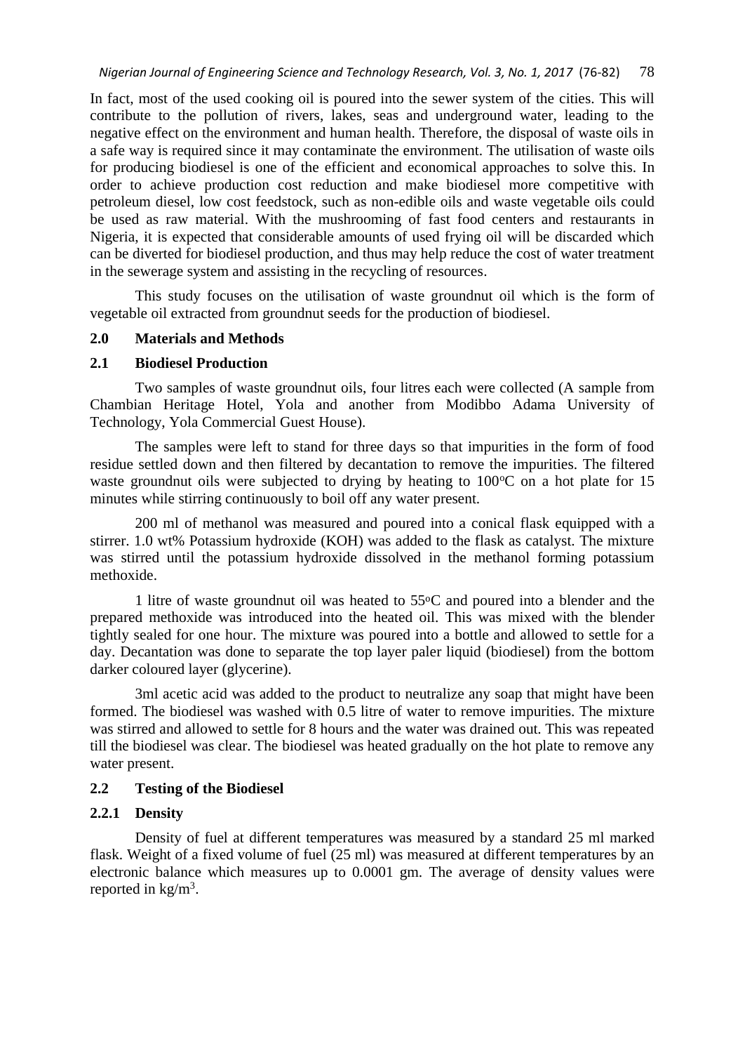In fact, most of the used cooking oil is poured into the sewer system of the cities. This will contribute to the pollution of rivers, lakes, seas and underground water, leading to the negative effect on the environment and human health. Therefore, the disposal of waste oils in a safe way is required since it may contaminate the environment. The utilisation of waste oils for producing biodiesel is one of the efficient and economical approaches to solve this. In order to achieve production cost reduction and make biodiesel more competitive with petroleum diesel, low cost feedstock, such as non-edible oils and waste vegetable oils could be used as raw material. With the mushrooming of fast food centers and restaurants in Nigeria, it is expected that considerable amounts of used frying oil will be discarded which can be diverted for biodiesel production, and thus may help reduce the cost of water treatment in the sewerage system and assisting in the recycling of resources.

This study focuses on the utilisation of waste groundnut oil which is the form of vegetable oil extracted from groundnut seeds for the production of biodiesel.

## 2.0 Materials and Methods

### 2.1 Biodiesel Production

Two samples of waste groundnut oils, four litres each were collected (A sample from Chambian Heritage Hotel, Yola and another from Modibbo Adama University of Technology, Yola Commercial Guest House).

The samples were left to stand for three days so that impurities in the form of food residue settled down and then filtered by decantation to remove the impurities. The filtered waste groundnut oils were subjected to drying by heating to 100$^{o}$C on a hot plate for 15 minutes while stirring continuously to boil off any water present.

200 ml of methanol was measured and poured into a conical flask equipped with a stirrer. 1.0 wt% Potassium hydroxide (KOH) was added to the flask as catalyst. The mixture was stirred until the potassium hydroxide dissolved in the methanol forming potassium methoxide.

1 litre of waste groundnut oil was heated to 55$^{o}$C and poured into a blender and the prepared methoxide was introduced into the heated oil. This was mixed with the blender tightly sealed for one hour. The mixture was poured into a bottle and allowed to settle for a day. Decantation was done to separate the top layer paler liquid (biodiesel) from the bottom darker coloured layer (glycerine).

3ml acetic acid was added to the product to neutralize any soap that might have been formed. The biodiesel was washed with 0.5 litre of water to remove impurities. The mixture was stirred and allowed to settle for 8 hours and the water was drained out. This was repeated till the biodiesel was clear. The biodiesel was heated gradually on the hot plate to remove any water present.

### 2.2 Testing of the Biodiesel

#### 2.2.1 Density

Density of fuel at different temperatures was measured by a standard 25 ml marked flask. Weight of a fixed volume of fuel (25 ml) was measured at different temperatures by an electronic balance which measures up to 0.0001 gm. The average of density values were reported in kg/m$^3$.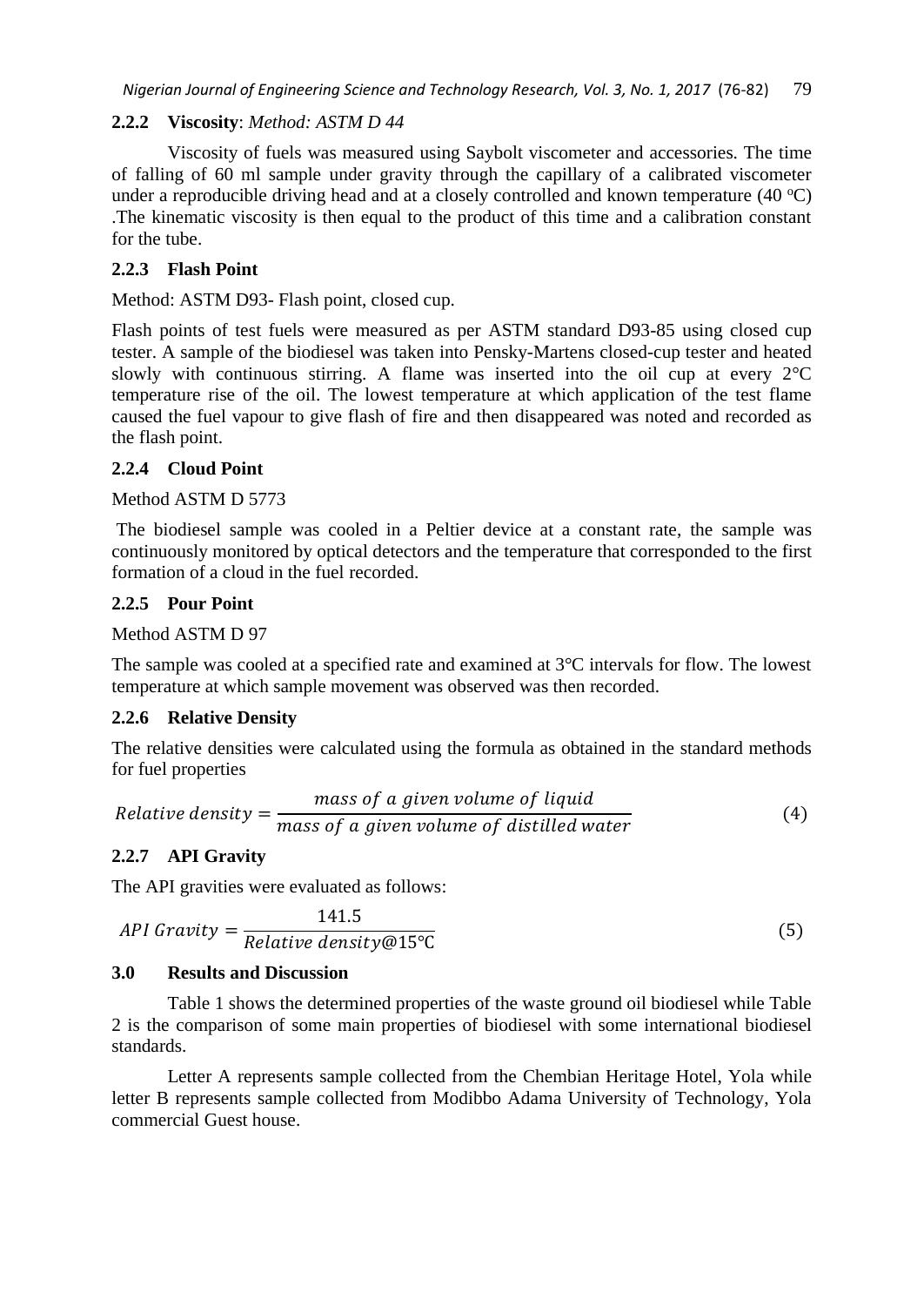### 2.2.2 Viscosity: *Method: ASTM D 44*

Viscosity of fuels was measured using Saybolt viscometer and accessories. The time of falling of 60 ml sample under gravity through the capillary of a calibrated viscometer under a reproducible driving head and at a closely controlled and known temperature (40 $^oC$) .The kinematic viscosity is then equal to the product of this time and a calibration constant for the tube.

### 2.2.3 Flash Point

Method: ASTM D93- Flash point, closed cup.

Flash points of test fuels were measured as per ASTM standard D93-85 using closed cup tester. A sample of the biodiesel was taken into Pensky-Martens closed-cup tester and heated slowly with continuous stirring. A flame was inserted into the oil cup at every 2°C temperature rise of the oil. The lowest temperature at which application of the test flame caused the fuel vapour to give flash of fire and then disappeared was noted and recorded as the flash point.

### 2.2.4 Cloud Point

Method ASTM D 5773

The biodiesel sample was cooled in a Peltier device at a constant rate, the sample was continuously monitored by optical detectors and the temperature that corresponded to the first formation of a cloud in the fuel recorded.

### 2.2.5 Pour Point

Method ASTM D 97

The sample was cooled at a specified rate and examined at 3°C intervals for flow. The lowest temperature at which sample movement was observed was then recorded.

### 2.2.6 Relative Density

The relative densities were calculated using the formula as obtained in the standard methods for fuel properties

$$Relative\ density = \frac{mass\ of\ a\ given\ volume\ of\ liquid}{mass\ of\ a\ given\ volume\ of\ distilled\ water} \tag{4}$$

### 2.2.7 API Gravity

The API gravities were evaluated as follows:

$$API\ Gravity = \frac{141.5}{Relative\ density@15℃} \tag{5}$$

## 3.0 Results and Discussion

Table 1 shows the determined properties of the waste ground oil biodiesel while Table 2 is the comparison of some main properties of biodiesel with some international biodiesel standards.

Letter A represents sample collected from the Chembian Heritage Hotel, Yola while letter B represents sample collected from Modibbo Adama University of Technology, Yola commercial Guest house.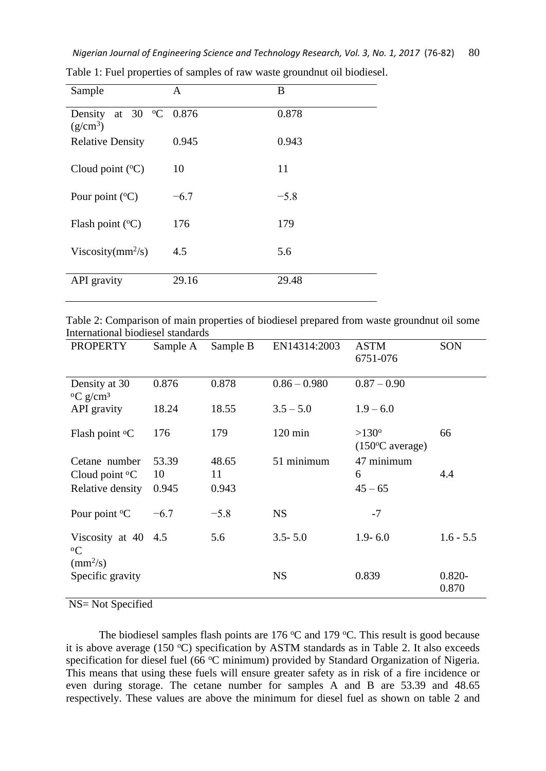Table 1: Fuel properties of samples of raw waste groundnut oil biodiesel.

| Sample | A | B |
|---|---|---|
| Density at 30 °C (g/cm$^3$) | 0.876 | 0.878 |
| Relative Density | 0.945 | 0.943 |
| Cloud point (°C) | 10 | 11 |
| Pour point (°C) | −6.7 | −5.8 |
| Flash point (°C) | 176 | 179 |
| Viscosity(mm$^2$/s) | 4.5 | 5.6 |
| API gravity | 29.16 | 29.48 |

Table 2: Comparison of main properties of biodiesel prepared from waste groundnut oil some International biodiesel standards

| PROPERTY | Sample A | Sample B | EN14314:2003 | ASTM 6751-076 | SON |
|---|---|---|---|---|---|
| Density at 30 °C g/cm³ | 0.876 | 0.878 | 0.86 – 0.980 | 0.87 – 0.90 | |
| API gravity | 18.24 | 18.55 | 3.5 – 5.0 | 1.9 – 6.0 | |
| Flash point °C | 176 | 179 | 120 min | >130° (150°C average) | 66 |
| Cetane number | 53.39 | 48.65 | 51 minimum | 47 minimum | |
| Cloud point °C | 10 | 11 | | 6 | 4.4 |
| Relative density | 0.945 | 0.943 | | 45 – 65 | |
| Pour point °C | −6.7 | −5.8 | NS | -7 | |
| Viscosity at 40 °C (mm$^2$/s) | 4.5 | 5.6 | 3.5- 5.0 | 1.9- 6.0 | 1.6 - 5.5 |
| Specific gravity | | | NS | 0.839 | 0.820-0.870 |

NS= Not Specified

The biodiesel samples flash points are 176 °C and 179 °C. This result is good because it is above average (150 °C) specification by ASTM standards as in Table 2. It also exceeds specification for diesel fuel (66 °C minimum) provided by Standard Organization of Nigeria. This means that using these fuels will ensure greater safety as in risk of a fire incidence or even during storage. The cetane number for samples A and B are 53.39 and 48.65 respectively. These values are above the minimum for diesel fuel as shown on table 2 and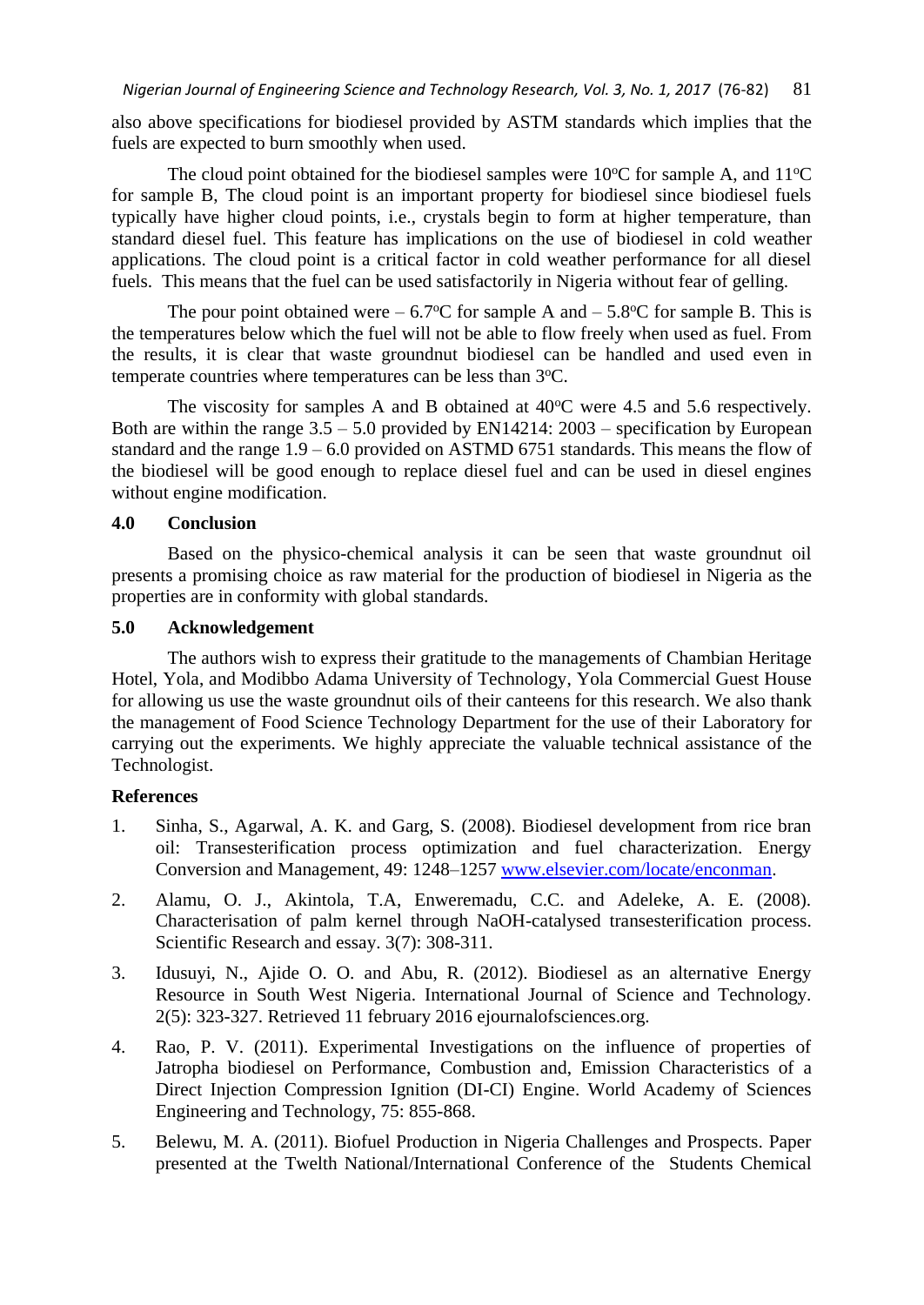also above specifications for biodiesel provided by ASTM standards which implies that the fuels are expected to burn smoothly when used.

The cloud point obtained for the biodiesel samples were 10$^{o}$C for sample A, and 11$^{o}$C for sample B, The cloud point is an important property for biodiesel since biodiesel fuels typically have higher cloud points, i.e., crystals begin to form at higher temperature, than standard diesel fuel. This feature has implications on the use of biodiesel in cold weather applications. The cloud point is a critical factor in cold weather performance for all diesel fuels. This means that the fuel can be used satisfactorily in Nigeria without fear of gelling.

The pour point obtained were – 6.7$^{o}$C for sample A and – 5.8$^{o}$C for sample B. This is the temperatures below which the fuel will not be able to flow freely when used as fuel. From the results, it is clear that waste groundnut biodiesel can be handled and used even in temperate countries where temperatures can be less than 3$^{o}$C.

The viscosity for samples A and B obtained at 40$^{o}$C were 4.5 and 5.6 respectively. Both are within the range 3.5 – 5.0 provided by EN14214: 2003 – specification by European standard and the range 1.9 – 6.0 provided on ASTMD 6751 standards. This means the flow of the biodiesel will be good enough to replace diesel fuel and can be used in diesel engines without engine modification.

## 4.0 Conclusion

Based on the physico-chemical analysis it can be seen that waste groundnut oil presents a promising choice as raw material for the production of biodiesel in Nigeria as the properties are in conformity with global standards.

## 5.0 Acknowledgement

The authors wish to express their gratitude to the managements of Chambian Heritage Hotel, Yola, and Modibbo Adama University of Technology, Yola Commercial Guest House for allowing us use the waste groundnut oils of their canteens for this research. We also thank the management of Food Science Technology Department for the use of their Laboratory for carrying out the experiments. We highly appreciate the valuable technical assistance of the Technologist.

## References

1. Sinha, S., Agarwal, A. K. and Garg, S. (2008). Biodiesel development from rice bran oil: Transesterification process optimization and fuel characterization. Energy Conversion and Management, 49: 1248–1257 www.elsevier.com/locate/enconman.
2. Alamu, O. J., Akintola, T.A, Enweremadu, C.C. and Adeleke, A. E. (2008). Characterisation of palm kernel through NaOH-catalysed transesterification process. Scientific Research and essay. 3(7): 308-311.
3. Idusuyi, N., Ajide O. O. and Abu, R. (2012). Biodiesel as an alternative Energy Resource in South West Nigeria. International Journal of Science and Technology. 2(5): 323-327. Retrieved 11 february 2016 ejournalofsciences.org.
4. Rao, P. V. (2011). Experimental Investigations on the influence of properties of Jatropha biodiesel on Performance, Combustion and, Emission Characteristics of a Direct Injection Compression Ignition (DI-CI) Engine. World Academy of Sciences Engineering and Technology, 75: 855-868.
5. Belewu, M. A. (2011). Biofuel Production in Nigeria Challenges and Prospects. Paper presented at the Twelth National/International Conference of the Students Chemical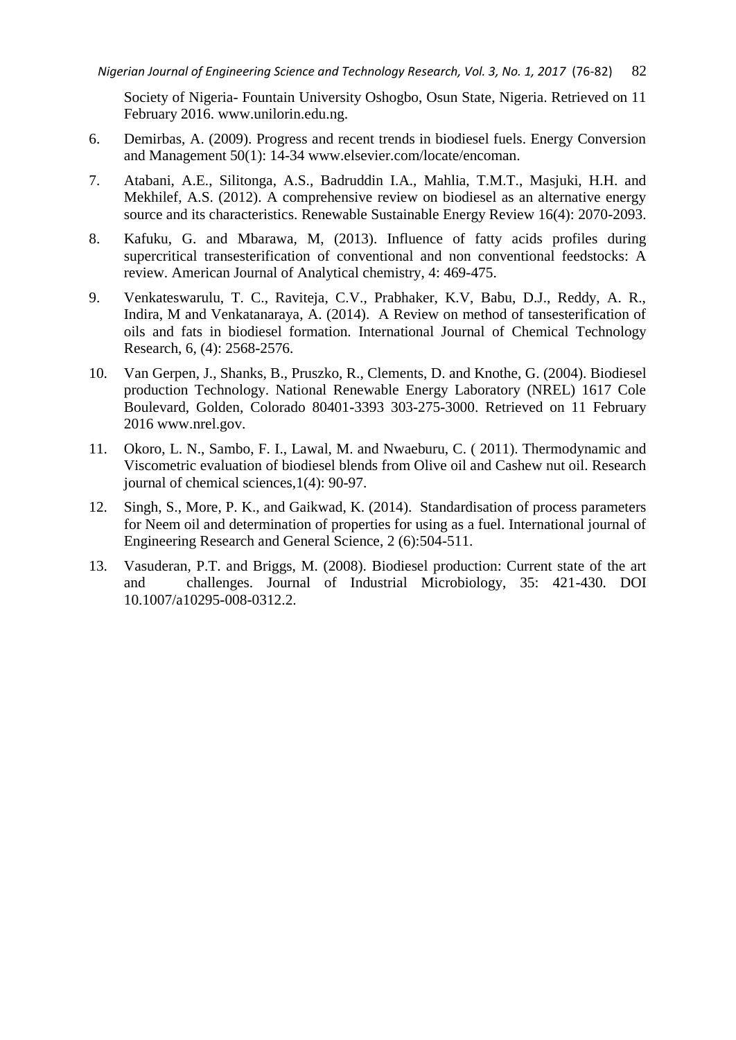Society of Nigeria- Fountain University Oshogbo, Osun State, Nigeria. Retrieved on 11 February 2016. www.unilorin.edu.ng.

6. Demirbas, A. (2009). Progress and recent trends in biodiesel fuels. Energy Conversion and Management 50(1): 14-34 www.elsevier.com/locate/encoman.

7. Atabani, A.E., Silitonga, A.S., Badruddin I.A., Mahlia, T.M.T., Masjuki, H.H. and Mekhilef, A.S. (2012). A comprehensive review on biodiesel as an alternative energy source and its characteristics. Renewable Sustainable Energy Review 16(4): 2070-2093.

8. Kafuku, G. and Mbarawa, M, (2013). Influence of fatty acids profiles during supercritical transesterification of conventional and non conventional feedstocks: A review. American Journal of Analytical chemistry, 4: 469-475.

9. Venkateswarulu, T. C., Raviteja, C.V., Prabhaker, K.V, Babu, D.J., Reddy, A. R., Indira, M and Venkatanaraya, A. (2014). A Review on method of tansesterification of oils and fats in biodiesel formation. International Journal of Chemical Technology Research, 6, (4): 2568-2576.

10. Van Gerpen, J., Shanks, B., Pruszko, R., Clements, D. and Knothe, G. (2004). Biodiesel production Technology. National Renewable Energy Laboratory (NREL) 1617 Cole Boulevard, Golden, Colorado 80401-3393 303-275-3000. Retrieved on 11 February 2016 www.nrel.gov.

11. Okoro, L. N., Sambo, F. I., Lawal, M. and Nwaeburu, C. ( 2011). Thermodynamic and Viscometric evaluation of biodiesel blends from Olive oil and Cashew nut oil. Research journal of chemical sciences,1(4): 90-97.

12. Singh, S., More, P. K., and Gaikwad, K. (2014). Standardisation of process parameters for Neem oil and determination of properties for using as a fuel. International journal of Engineering Research and General Science, 2 (6):504-511.

13. Vasuderan, P.T. and Briggs, M. (2008). Biodiesel production: Current state of the art and challenges. Journal of Industrial Microbiology, 35: 421-430. DOI 10.1007/a10295-008-0312.2.